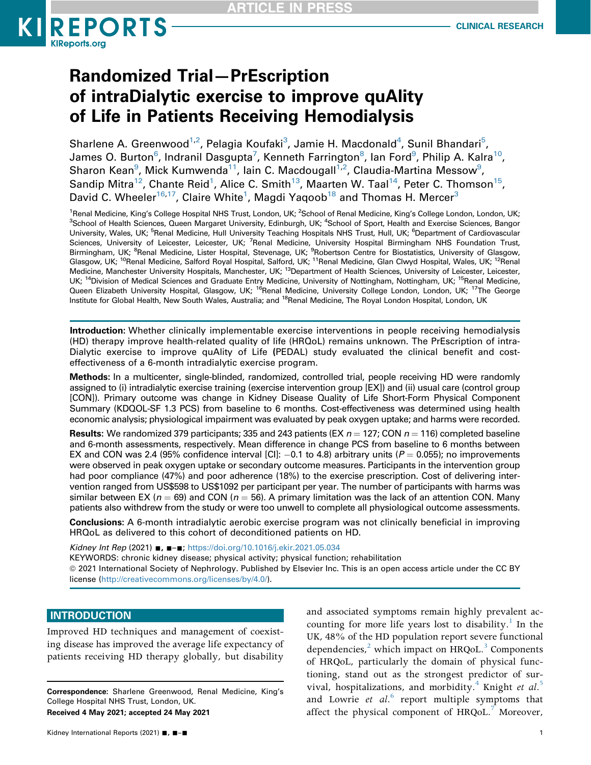# Randomized Trial—PrEscription of intraDialytic exercise to improve quAlity of Life in Patients Receiving Hemodialysis

Sharlene A. Greenwood[1,2], Pelagia Koufaki[3], Jamie H. Macdonald[4], Sunil Bhandari[5], James O. Burton[6], Indranil Dasgupta[7], Kenneth Farrington[8], Ian Ford[9], Philip A. Kalra[10], Sharon Kean[9], Mick Kumwenda[11], Iain C. Macdougall[1,2], Claudia-Martina Messow[9], Sandip Mitra[12], Chante Reid[1], Alice C. Smith[13], Maarten W. Taal[14], Peter C. Thomson[15], David C. Wheeler[16,17], Claire White[1], Magdi Yaqoob[18] and Thomas H. Mercer[3]

[1]Renal Medicine, King's College Hospital NHS Trust, London, UK; [2]School of Renal Medicine, King's College London, London, UK; [3]School of Health Sciences, Queen Margaret University, Edinburgh, UK; [4]School of Sport, Health and Exercise Sciences, Bangor University, Wales, UK; [5]Renal Medicine, Hull University Teaching Hospitals NHS Trust, Hull, UK; [6]Department of Cardiovascular Sciences, University of Leicester, Leicester, UK; [7]Renal Medicine, University Hospital Birmingham NHS Foundation Trust, Birmingham, UK; [8]Renal Medicine, Lister Hospital, Stevenage, UK; [9]Robertson Centre for Biostatistics, University of Glasgow, Glasgow, UK; [10]Renal Medicine, Salford Royal Hospital, Salford, UK; [11]Renal Medicine, Glan Clwyd Hospital, Wales, UK; [12]Renal Medicine, Manchester University Hospitals, Manchester, UK; [13]Department of Health Sciences, University of Leicester, Leicester, UK; [14]Division of Medical Sciences and Graduate Entry Medicine, University of Nottingham, Nottingham, UK; [15]Renal Medicine, Queen Elizabeth University Hospital, Glasgow, UK; [16]Renal Medicine, University College London, London, UK; [17]The George Institute for Global Health, New South Wales, Australia; and [18]Renal Medicine, The Royal London Hospital, London, UK

**Introduction:** Whether clinically implementable exercise interventions in people receiving hemodialysis (HD) therapy improve health-related quality of life (HRQoL) remains unknown. The PrEscription of intraDialytic exercise to improve quAlity of Life (PEDAL) study evaluated the clinical benefit and cost-effectiveness of a 6-month intradialytic exercise program.

**Methods:** In a multicenter, single-blinded, randomized, controlled trial, people receiving HD were randomly assigned to (i) intradialytic exercise training (exercise intervention group [EX]) and (ii) usual care (control group [CON]). Primary outcome was change in Kidney Disease Quality of Life Short-Form Physical Component Summary (KDQOL-SF 1.3 PCS) from baseline to 6 months. Cost-effectiveness was determined using health economic analysis; physiological impairment was evaluated by peak oxygen uptake; and harms were recorded.

**Results:** We randomized 379 participants; 335 and 243 patients (EX $n = 127$; CON $n = 116$) completed baseline and 6-month assessments, respectively. Mean difference in change PCS from baseline to 6 months between EX and CON was 2.4 (95% confidence interval [CI]: −0.1 to 4.8) arbitrary units ($P = 0.055$); no improvements were observed in peak oxygen uptake or secondary outcome measures. Participants in the intervention group had poor compliance (47%) and poor adherence (18%) to the exercise prescription. Cost of delivering intervention ranged from US$598 to US$1092 per participant per year. The number of participants with harms was similar between EX ($n = 69$) and CON ($n = 56$). A primary limitation was the lack of an attention CON. Many patients also withdrew from the study or were too unwell to complete all physiological outcome assessments.

**Conclusions:** A 6-month intradialytic aerobic exercise program was not clinically beneficial in improving HRQoL as delivered to this cohort of deconditioned patients on HD.

*Kidney Int Rep* (2021) ■, ■–■; https://doi.org/10.1016/j.ekir.2021.05.034

KEYWORDS: chronic kidney disease; physical activity; physical function; rehabilitation

© 2021 International Society of Nephrology. Published by Elsevier Inc. This is an open access article under the CC BY license (http://creativecommons.org/licenses/by/4.0/).

## INTRODUCTION

Improved HD techniques and management of coexisting disease has improved the average life expectancy of patients receiving HD therapy globally, but disability and associated symptoms remain highly prevalent accounting for more life years lost to disability.[1] In the UK, 48% of the HD population report severe functional dependencies,[2] which impact on HRQoL.[3] Components of HRQoL, particularly the domain of physical functioning, stand out as the strongest predictor of survival, hospitalizations, and morbidity.[4] Knight *et al.*[5] and Lowrie *et al.*[6] report multiple symptoms that affect the physical component of HRQoL.[7] Moreover,

**Correspondence:** Sharlene Greenwood, Renal Medicine, King's College Hospital NHS Trust, London, UK.

**Received 4 May 2021; accepted 24 May 2021**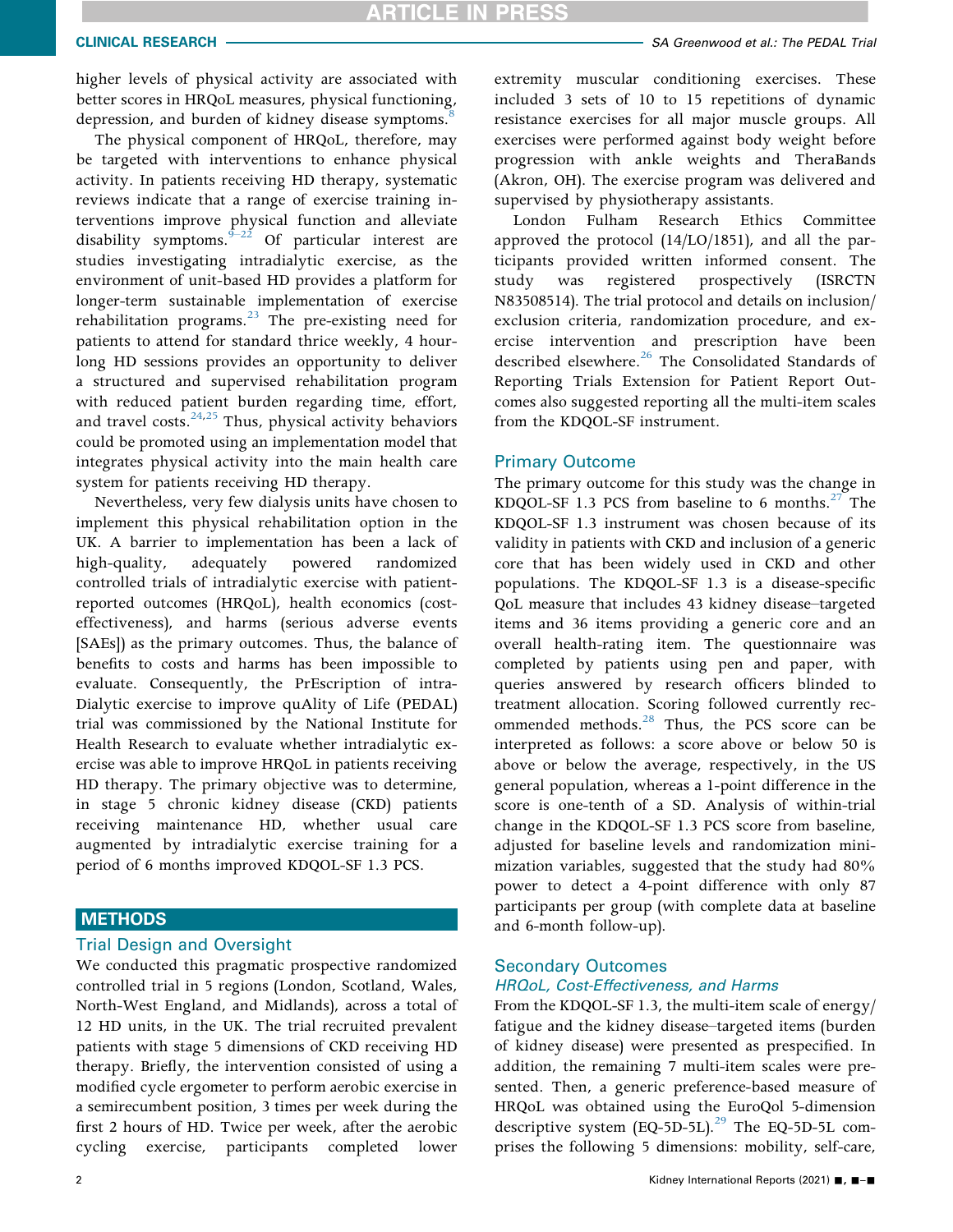higher levels of physical activity are associated with better scores in HRQoL measures, physical functioning, depression, and burden of kidney disease symptoms.[8]

The physical component of HRQoL, therefore, may be targeted with interventions to enhance physical activity. In patients receiving HD therapy, systematic reviews indicate that a range of exercise training interventions improve physical function and alleviate disability symptoms.[9–22] Of particular interest are studies investigating intradialytic exercise, as the environment of unit-based HD provides a platform for longer-term sustainable implementation of exercise rehabilitation programs.[23] The pre-existing need for patients to attend for standard thrice weekly, 4 hour-long HD sessions provides an opportunity to deliver a structured and supervised rehabilitation program with reduced patient burden regarding time, effort, and travel costs.[24,25] Thus, physical activity behaviors could be promoted using an implementation model that integrates physical activity into the main health care system for patients receiving HD therapy.

Nevertheless, very few dialysis units have chosen to implement this physical rehabilitation option in the UK. A barrier to implementation has been a lack of high-quality, adequately powered randomized controlled trials of intradialytic exercise with patient-reported outcomes (HRQoL), health economics (cost-effectiveness), and harms (serious adverse events [SAEs]) as the primary outcomes. Thus, the balance of benefits to costs and harms has been impossible to evaluate. Consequently, the PrEscription of intra-Dialytic exercise to improve quAlity of Life (PEDAL) trial was commissioned by the National Institute for Health Research to evaluate whether intradialytic exercise was able to improve HRQoL in patients receiving HD therapy. The primary objective was to determine, in stage 5 chronic kidney disease (CKD) patients receiving maintenance HD, whether usual care augmented by intradialytic exercise training for a period of 6 months improved KDQOL-SF 1.3 PCS.

## METHODS

### Trial Design and Oversight

We conducted this pragmatic prospective randomized controlled trial in 5 regions (London, Scotland, Wales, North-West England, and Midlands), across a total of 12 HD units, in the UK. The trial recruited prevalent patients with stage 5 dimensions of CKD receiving HD therapy. Briefly, the intervention consisted of using a modified cycle ergometer to perform aerobic exercise in a semirecumbent position, 3 times per week during the first 2 hours of HD. Twice per week, after the aerobic cycling exercise, participants completed lower extremity muscular conditioning exercises. These included 3 sets of 10 to 15 repetitions of dynamic resistance exercises for all major muscle groups. All exercises were performed against body weight before progression with ankle weights and TheraBands (Akron, OH). The exercise program was delivered and supervised by physiotherapy assistants.

London Fulham Research Ethics Committee approved the protocol (14/LO/1851), and all the participants provided written informed consent. The study was registered prospectively (ISRCTN N83508514). The trial protocol and details on inclusion/exclusion criteria, randomization procedure, and exercise intervention and prescription have been described elsewhere.[26] The Consolidated Standards of Reporting Trials Extension for Patient Report Outcomes also suggested reporting all the multi-item scales from the KDQOL-SF instrument.

### Primary Outcome

The primary outcome for this study was the change in KDQOL-SF 1.3 PCS from baseline to 6 months.[27] The KDQOL-SF 1.3 instrument was chosen because of its validity in patients with CKD and inclusion of a generic core that has been widely used in CKD and other populations. The KDQOL-SF 1.3 is a disease-specific QoL measure that includes 43 kidney disease–targeted items and 36 items providing a generic core and an overall health-rating item. The questionnaire was completed by patients using pen and paper, with queries answered by research officers blinded to treatment allocation. Scoring followed currently recommended methods.[28] Thus, the PCS score can be interpreted as follows: a score above or below 50 is above or below the average, respectively, in the US general population, whereas a 1-point difference in the score is one-tenth of a SD. Analysis of within-trial change in the KDQOL-SF 1.3 PCS score from baseline, adjusted for baseline levels and randomization minimization variables, suggested that the study had 80% power to detect a 4-point difference with only 87 participants per group (with complete data at baseline and 6-month follow-up).

### Secondary Outcomes

#### *HRQoL, Cost-Effectiveness, and Harms*

From the KDQOL-SF 1.3, the multi-item scale of energy/fatigue and the kidney disease–targeted items (burden of kidney disease) were presented as prespecified. In addition, the remaining 7 multi-item scales were presented. Then, a generic preference-based measure of HRQoL was obtained using the EuroQol 5-dimension descriptive system (EQ-5D-5L).[29] The EQ-5D-5L comprises the following 5 dimensions: mobility, self-care,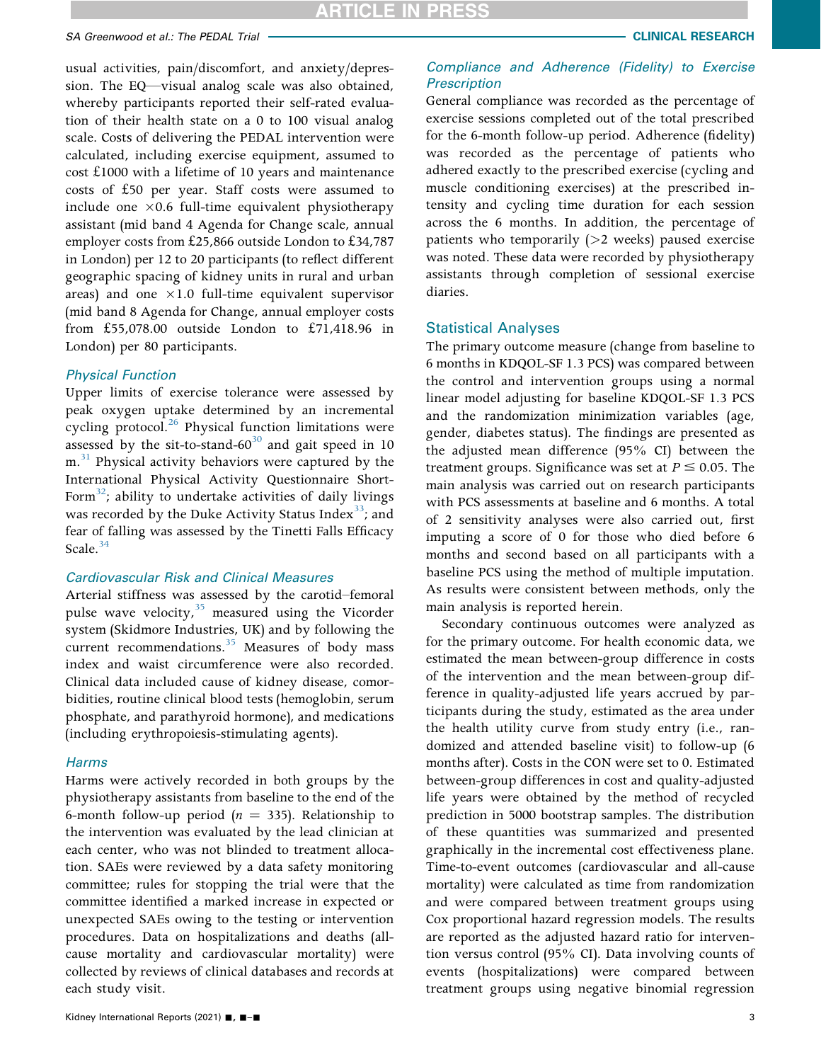usual activities, pain/discomfort, and anxiety/depression. The EQ—visual analog scale was also obtained, whereby participants reported their self-rated evaluation of their health state on a 0 to 100 visual analog scale. Costs of delivering the PEDAL intervention were calculated, including exercise equipment, assumed to cost £1000 with a lifetime of 10 years and maintenance costs of £50 per year. Staff costs were assumed to include one ×0.6 full-time equivalent physiotherapy assistant (mid band 4 Agenda for Change scale, annual employer costs from £25,866 outside London to £34,787 in London) per 12 to 20 participants (to reflect different geographic spacing of kidney units in rural and urban areas) and one ×1.0 full-time equivalent supervisor (mid band 8 Agenda for Change, annual employer costs from £55,078.00 outside London to £71,418.96 in London) per 80 participants.

### *Physical Function*

Upper limits of exercise tolerance were assessed by peak oxygen uptake determined by an incremental cycling protocol.[26] Physical function limitations were assessed by the sit-to-stand-60[30] and gait speed in 10 m.[31] Physical activity behaviors were captured by the International Physical Activity Questionnaire Short-Form[32]; ability to undertake activities of daily livings was recorded by the Duke Activity Status Index[33]; and fear of falling was assessed by the Tinetti Falls Efficacy Scale.[34]

### *Cardiovascular Risk and Clinical Measures*

Arterial stiffness was assessed by the carotid–femoral pulse wave velocity,[35] measured using the Vicorder system (Skidmore Industries, UK) and by following the current recommendations.[35] Measures of body mass index and waist circumference were also recorded. Clinical data included cause of kidney disease, comorbidities, routine clinical blood tests (hemoglobin, serum phosphate, and parathyroid hormone), and medications (including erythropoiesis-stimulating agents).

### *Harms*

Harms were actively recorded in both groups by the physiotherapy assistants from baseline to the end of the 6-month follow-up period ($n = 335$). Relationship to the intervention was evaluated by the lead clinician at each center, who was not blinded to treatment allocation. SAEs were reviewed by a data safety monitoring committee; rules for stopping the trial were that the committee identified a marked increase in expected or unexpected SAEs owing to the testing or intervention procedures. Data on hospitalizations and deaths (all-cause mortality and cardiovascular mortality) were collected by reviews of clinical databases and records at each study visit.

### *Compliance and Adherence (Fidelity) to Exercise Prescription*

General compliance was recorded as the percentage of exercise sessions completed out of the total prescribed for the 6-month follow-up period. Adherence (fidelity) was recorded as the percentage of patients who adhered exactly to the prescribed exercise (cycling and muscle conditioning exercises) at the prescribed intensity and cycling time duration for each session across the 6 months. In addition, the percentage of patients who temporarily (>2 weeks) paused exercise was noted. These data were recorded by physiotherapy assistants through completion of sessional exercise diaries.

## Statistical Analyses

The primary outcome measure (change from baseline to 6 months in KDQOL-SF 1.3 PCS) was compared between the control and intervention groups using a normal linear model adjusting for baseline KDQOL-SF 1.3 PCS and the randomization minimization variables (age, gender, diabetes status). The findings are presented as the adjusted mean difference (95% CI) between the treatment groups. Significance was set at $P \leq 0.05$. The main analysis was carried out on research participants with PCS assessments at baseline and 6 months. A total of 2 sensitivity analyses were also carried out, first imputing a score of 0 for those who died before 6 months and second based on all participants with a baseline PCS using the method of multiple imputation. As results were consistent between methods, only the main analysis is reported herein.

Secondary continuous outcomes were analyzed as for the primary outcome. For health economic data, we estimated the mean between-group difference in costs of the intervention and the mean between-group difference in quality-adjusted life years accrued by participants during the study, estimated as the area under the health utility curve from study entry (i.e., randomized and attended baseline visit) to follow-up (6 months after). Costs in the CON were set to 0. Estimated between-group differences in cost and quality-adjusted life years were obtained by the method of recycled prediction in 5000 bootstrap samples. The distribution of these quantities was summarized and presented graphically in the incremental cost effectiveness plane. Time-to-event outcomes (cardiovascular and all-cause mortality) were calculated as time from randomization and were compared between treatment groups using Cox proportional hazard regression models. The results are reported as the adjusted hazard ratio for intervention versus control (95% CI). Data involving counts of events (hospitalizations) were compared between treatment groups using negative binomial regression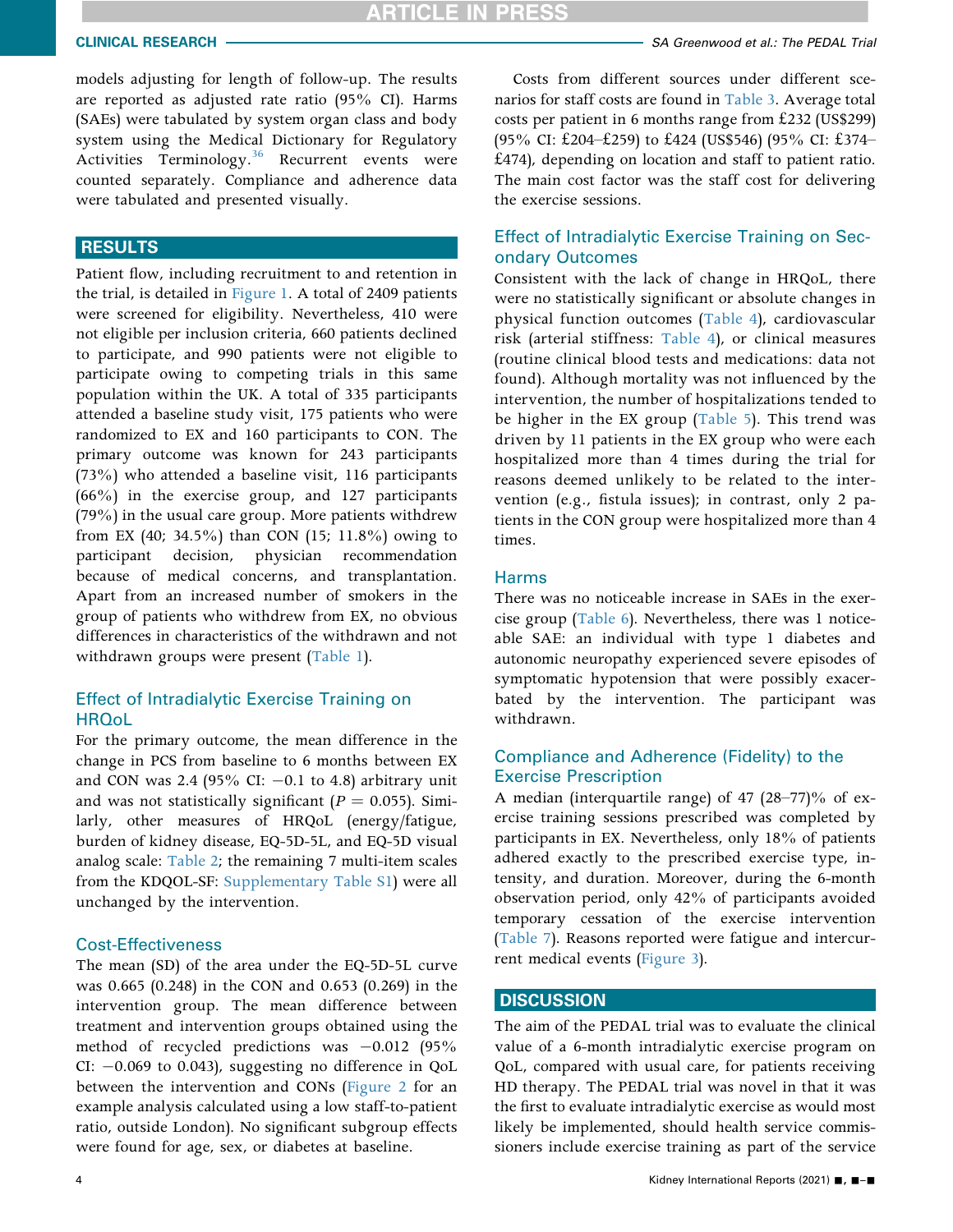models adjusting for length of follow-up. The results are reported as adjusted rate ratio (95% CI). Harms (SAEs) were tabulated by system organ class and body system using the Medical Dictionary for Regulatory Activities Terminology.[36] Recurrent events were counted separately. Compliance and adherence data were tabulated and presented visually.

## RESULTS

Patient flow, including recruitment to and retention in the trial, is detailed in Figure 1. A total of 2409 patients were screened for eligibility. Nevertheless, 410 were not eligible per inclusion criteria, 660 patients declined to participate, and 990 patients were not eligible to participate owing to competing trials in this same population within the UK. A total of 335 participants attended a baseline study visit, 175 patients who were randomized to EX and 160 participants to CON. The primary outcome was known for 243 participants (73%) who attended a baseline visit, 116 participants (66%) in the exercise group, and 127 participants (79%) in the usual care group. More patients withdrew from EX (40; 34.5%) than CON (15; 11.8%) owing to participant decision, physician recommendation because of medical concerns, and transplantation. Apart from an increased number of smokers in the group of patients who withdrew from EX, no obvious differences in characteristics of the withdrawn and not withdrawn groups were present (Table 1).

### Effect of Intradialytic Exercise Training on HRQoL

For the primary outcome, the mean difference in the change in PCS from baseline to 6 months between EX and CON was 2.4 (95% CI: −0.1 to 4.8) arbitrary unit and was not statistically significant ($P = 0.055$). Similarly, other measures of HRQoL (energy/fatigue, burden of kidney disease, EQ-5D-5L, and EQ-5D visual analog scale: Table 2; the remaining 7 multi-item scales from the KDQOL-SF: Supplementary Table S1) were all unchanged by the intervention.

### Cost-Effectiveness

The mean (SD) of the area under the EQ-5D-5L curve was 0.665 (0.248) in the CON and 0.653 (0.269) in the intervention group. The mean difference between treatment and intervention groups obtained using the method of recycled predictions was −0.012 (95% CI: −0.069 to 0.043), suggesting no difference in QoL between the intervention and CONs (Figure 2 for an example analysis calculated using a low staff-to-patient ratio, outside London). No significant subgroup effects were found for age, sex, or diabetes at baseline.

Costs from different sources under different scenarios for staff costs are found in Table 3. Average total costs per patient in 6 months range from £232 (US$299) (95% CI: £204–£259) to £424 (US$546) (95% CI: £374–£474), depending on location and staff to patient ratio. The main cost factor was the staff cost for delivering the exercise sessions.

### Effect of Intradialytic Exercise Training on Secondary Outcomes

Consistent with the lack of change in HRQoL, there were no statistically significant or absolute changes in physical function outcomes (Table 4), cardiovascular risk (arterial stiffness: Table 4), or clinical measures (routine clinical blood tests and medications: data not found). Although mortality was not influenced by the intervention, the number of hospitalizations tended to be higher in the EX group (Table 5). This trend was driven by 11 patients in the EX group who were each hospitalized more than 4 times during the trial for reasons deemed unlikely to be related to the intervention (e.g., fistula issues); in contrast, only 2 patients in the CON group were hospitalized more than 4 times.

### Harms

There was no noticeable increase in SAEs in the exercise group (Table 6). Nevertheless, there was 1 noticeable SAE: an individual with type 1 diabetes and autonomic neuropathy experienced severe episodes of symptomatic hypotension that were possibly exacerbated by the intervention. The participant was withdrawn.

### Compliance and Adherence (Fidelity) to the Exercise Prescription

A median (interquartile range) of 47 (28–77)% of exercise training sessions prescribed was completed by participants in EX. Nevertheless, only 18% of patients adhered exactly to the prescribed exercise type, intensity, and duration. Moreover, during the 6-month observation period, only 42% of participants avoided temporary cessation of the exercise intervention (Table 7). Reasons reported were fatigue and intercurrent medical events (Figure 3).

## DISCUSSION

The aim of the PEDAL trial was to evaluate the clinical value of a 6-month intradialytic exercise program on QoL, compared with usual care, for patients receiving HD therapy. The PEDAL trial was novel in that it was the first to evaluate intradialytic exercise as would most likely be implemented, should health service commissioners include exercise training as part of the service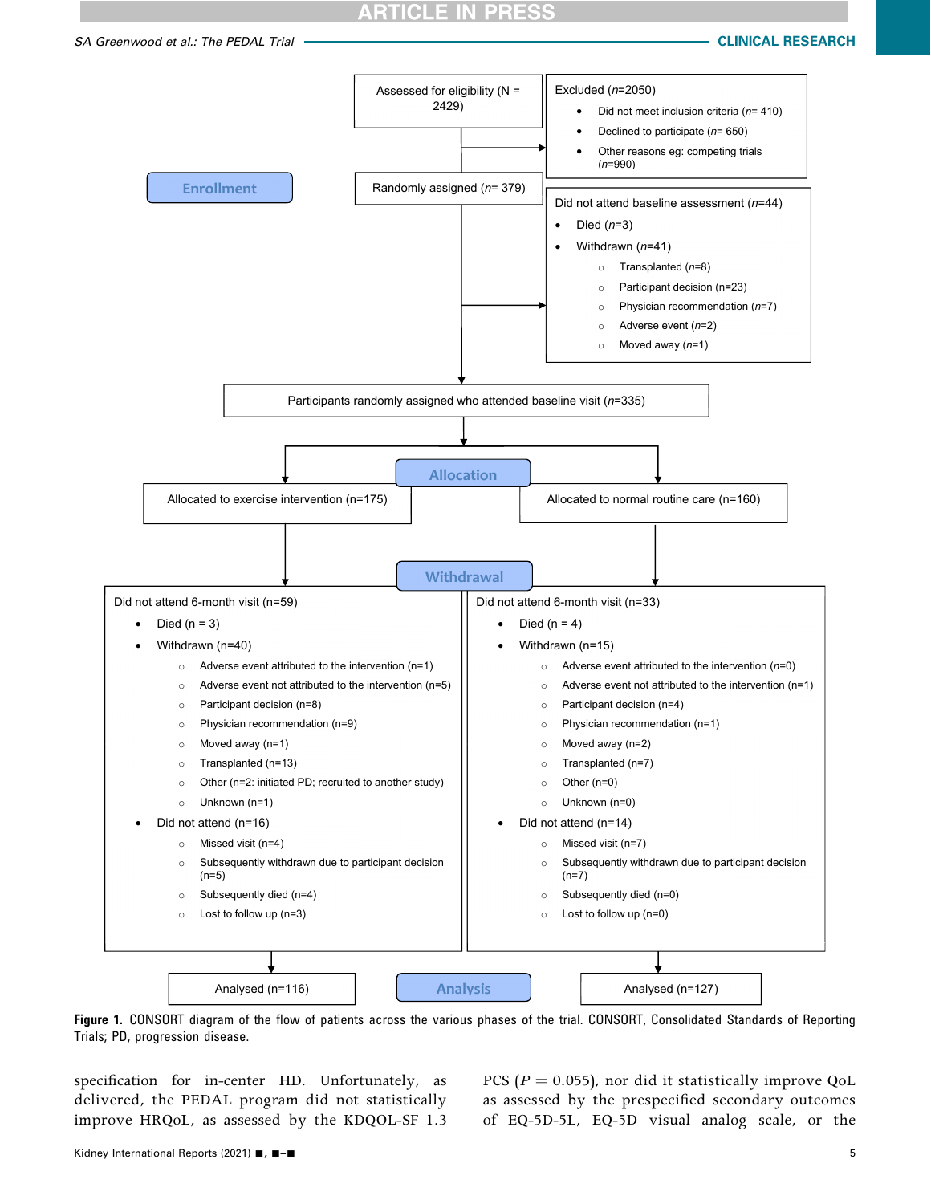Assessed for eligibility (N = 2429)

Excluded (*n*=2050)

- Did not meet inclusion criteria (*n*= 410)
- Declined to participate (*n*= 650)
- Other reasons eg: competing trials (*n*=990)

**Enrollment**

Randomly assigned (*n*= 379)

Did not attend baseline assessment (*n*=44)

- Died (*n*=3)
- Withdrawn (*n*=41)
  - Transplanted (*n*=8)
  - Participant decision (n=23)
  - Physician recommendation (*n*=7)
  - Adverse event (*n*=2)
  - Moved away (*n*=1)

Participants randomly assigned who attended baseline visit (*n*=335)

**Allocation**

Allocated to exercise intervention (n=175)

Allocated to normal routine care (n=160)

**Withdrawal**

Did not attend 6-month visit (n=59)

- Died (n = 3)
- Withdrawn (n=40)
  - Adverse event attributed to the intervention (n=1)
  - Adverse event not attributed to the intervention (n=5)
  - Participant decision (n=8)
  - Physician recommendation (n=9)
  - Moved away (n=1)
  - Transplanted (n=13)
  - Other (n=2: initiated PD; recruited to another study)
  - Unknown (n=1)
- Did not attend (n=16)
  - Missed visit (n=4)
  - Subsequently withdrawn due to participant decision (n=5)
  - Subsequently died (n=4)
  - Lost to follow up (n=3)

Did not attend 6-month visit (n=33)

- Died (n = 4)
- Withdrawn (n=15)
  - Adverse event attributed to the intervention (*n*=0)
  - Adverse event not attributed to the intervention (n=1)
  - Participant decision (n=4)
  - Physician recommendation (n=1)
  - Moved away (n=2)
  - Transplanted (n=7)
  - Other (n=0)
  - Unknown (n=0)
- Did not attend (n=14)
  - Missed visit (n=7)
  - Subsequently withdrawn due to participant decision (n=7)
  - Subsequently died (n=0)
  - Lost to follow up (n=0)

**Analysis**

Analysed (n=116)

Analysed (n=127)

**Figure 1.** CONSORT diagram of the flow of patients across the various phases of the trial. CONSORT, Consolidated Standards of Reporting Trials; PD, progression disease.

specification for in-center HD. Unfortunately, as delivered, the PEDAL program did not statistically improve HRQoL, as assessed by the KDQOL-SF 1.3 PCS ($P = 0.055$), nor did it statistically improve QoL as assessed by the prespecified secondary outcomes of EQ-5D-5L, EQ-5D visual analog scale, or the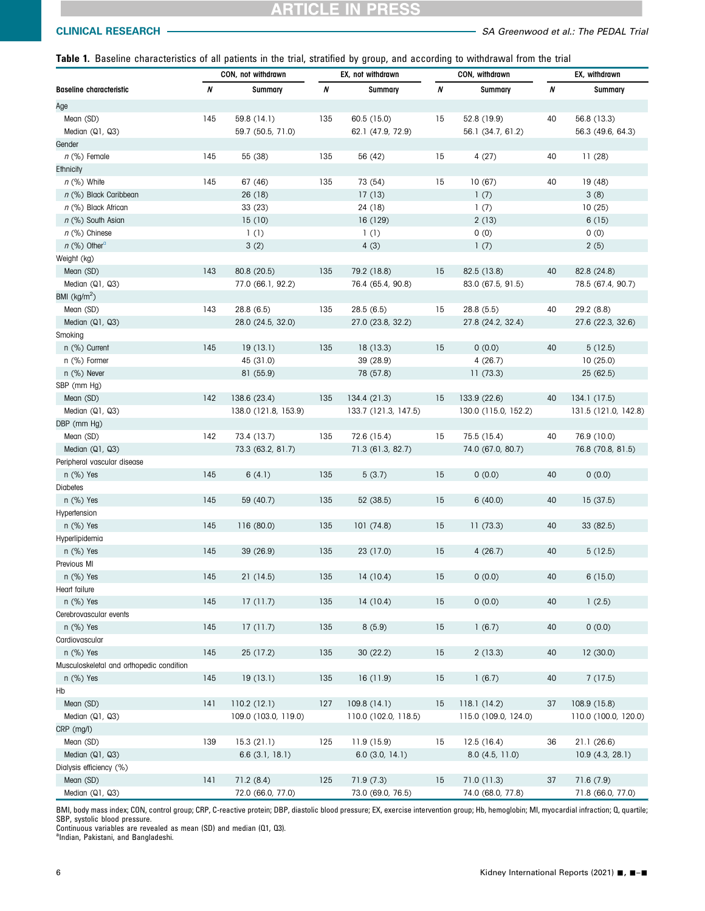**Table 1.** Baseline characteristics of all patients in the trial, stratified by group, and according to withdrawal from the trial

| Baseline characteristic | CON, not withdrawn | | EX, not withdrawn | | CON, withdrawn | | EX, withdrawn | |
|---|---|---|---|---|---|---|---|---|
| | *N* | Summary | *N* | Summary | *N* | Summary | *N* | Summary |
| Age | | | | | | | | |
| Mean (SD) | 145 | 59.8 (14.1) | 135 | 60.5 (15.0) | 15 | 52.8 (19.9) | 40 | 56.8 (13.3) |
| Median (Q1, Q3) | | 59.7 (50.5, 71.0) | | 62.1 (47.9, 72.9) | | 56.1 (34.7, 61.2) | | 56.3 (49.6, 64.3) |
| Gender | | | | | | | | |
| *n* (%) Female | 145 | 55 (38) | 135 | 56 (42) | 15 | 4 (27) | 40 | 11 (28) |
| Ethnicity | | | | | | | | |
| *n* (%) White | 145 | 67 (46) | 135 | 73 (54) | 15 | 10 (67) | 40 | 19 (48) |
| *n* (%) Black Caribbean | | 26 (18) | | 17 (13) | | 1 (7) | | 3 (8) |
| *n* (%) Black African | | 33 (23) | | 24 (18) | | 1 (7) | | 10 (25) |
| *n* (%) South Asian | | 15 (10) | | 16 (129) | | 2 (13) | | 6 (15) |
| *n* (%) Chinese | | 1 (1) | | 1 (1) | | 0 (0) | | 0 (0) |
| *n* (%) Other[a] | | 3 (2) | | 4 (3) | | 1 (7) | | 2 (5) |
| Weight (kg) | | | | | | | | |
| Mean (SD) | 143 | 80.8 (20.5) | 135 | 79.2 (18.8) | 15 | 82.5 (13.8) | 40 | 82.8 (24.8) |
| Median (Q1, Q3) | | 77.0 (66.1, 92.2) | | 76.4 (65.4, 90.8) | | 83.0 (67.5, 91.5) | | 78.5 (67.4, 90.7) |
| BMI (kg/m$^2$) | | | | | | | | |
| Mean (SD) | 143 | 28.8 (6.5) | 135 | 28.5 (6.5) | 15 | 28.8 (5.5) | 40 | 29.2 (8.8) |
| Median (Q1, Q3) | | 28.0 (24.5, 32.0) | | 27.0 (23.8, 32.2) | | 27.8 (24.2, 32.4) | | 27.6 (22.3, 32.6) |
| Smoking | | | | | | | | |
| n (%) Current | 145 | 19 (13.1) | 135 | 18 (13.3) | 15 | 0 (0.0) | 40 | 5 (12.5) |
| n (%) Former | | 45 (31.0) | | 39 (28.9) | | 4 (26.7) | | 10 (25.0) |
| n (%) Never | | 81 (55.9) | | 78 (57.8) | | 11 (73.3) | | 25 (62.5) |
| SBP (mm Hg) | | | | | | | | |
| Mean (SD) | 142 | 138.6 (23.4) | 135 | 134.4 (21.3) | 15 | 133.9 (22.6) | 40 | 134.1 (17.5) |
| Median (Q1, Q3) | | 138.0 (121.8, 153.9) | | 133.7 (121.3, 147.5) | | 130.0 (115.0, 152.2) | | 131.5 (121.0, 142.8) |
| DBP (mm Hg) | | | | | | | | |
| Mean (SD) | 142 | 73.4 (13.7) | 135 | 72.6 (15.4) | 15 | 75.5 (15.4) | 40 | 76.9 (10.0) |
| Median (Q1, Q3) | | 73.3 (63.2, 81.7) | | 71.3 (61.3, 82.7) | | 74.0 (67.0, 80.7) | | 76.8 (70.8, 81.5) |
| Peripheral vascular disease | | | | | | | | |
| n (%) Yes | 145 | 6 (4.1) | 135 | 5 (3.7) | 15 | 0 (0.0) | 40 | 0 (0.0) |
| Diabetes | | | | | | | | |
| n (%) Yes | 145 | 59 (40.7) | 135 | 52 (38.5) | 15 | 6 (40.0) | 40 | 15 (37.5) |
| Hypertension | | | | | | | | |
| n (%) Yes | 145 | 116 (80.0) | 135 | 101 (74.8) | 15 | 11 (73.3) | 40 | 33 (82.5) |
| Hyperlipidemia | | | | | | | | |
| n (%) Yes | 145 | 39 (26.9) | 135 | 23 (17.0) | 15 | 4 (26.7) | 40 | 5 (12.5) |
| Previous MI | | | | | | | | |
| n (%) Yes | 145 | 21 (14.5) | 135 | 14 (10.4) | 15 | 0 (0.0) | 40 | 6 (15.0) |
| Heart failure | | | | | | | | |
| n (%) Yes | 145 | 17 (11.7) | 135 | 14 (10.4) | 15 | 0 (0.0) | 40 | 1 (2.5) |
| Cerebrovascular events | | | | | | | | |
| n (%) Yes | 145 | 17 (11.7) | 135 | 8 (5.9) | 15 | 1 (6.7) | 40 | 0 (0.0) |
| Cardiovascular | | | | | | | | |
| n (%) Yes | 145 | 25 (17.2) | 135 | 30 (22.2) | 15 | 2 (13.3) | 40 | 12 (30.0) |
| Musculoskeletal and orthopedic condition | | | | | | | | |
| n (%) Yes | 145 | 19 (13.1) | 135 | 16 (11.9) | 15 | 1 (6.7) | 40 | 7 (17.5) |
| Hb | | | | | | | | |
| Mean (SD) | 141 | 110.2 (12.1) | 127 | 109.8 (14.1) | 15 | 118.1 (14.2) | 37 | 108.9 (15.8) |
| Median (Q1, Q3) | | 109.0 (103.0, 119.0) | | 110.0 (102.0, 118.5) | | 115.0 (109.0, 124.0) | | 110.0 (100.0, 120.0) |
| CRP (mg/l) | | | | | | | | |
| Mean (SD) | 139 | 15.3 (21.1) | 125 | 11.9 (15.9) | 15 | 12.5 (16.4) | 36 | 21.1 (26.6) |
| Median (Q1, Q3) | | 6.6 (3.1, 18.1) | | 6.0 (3.0, 14.1) | | 8.0 (4.5, 11.0) | | 10.9 (4.3, 28.1) |
| Dialysis efficiency (%) | | | | | | | | |
| Mean (SD) | 141 | 71.2 (8.4) | 125 | 71.9 (7.3) | 15 | 71.0 (11.3) | 37 | 71.6 (7.9) |
| Median (Q1, Q3) | | 72.0 (66.0, 77.0) | | 73.0 (69.0, 76.5) | | 74.0 (68.0, 77.8) | | 71.8 (66.0, 77.0) |

BMI, body mass index; CON, control group; CRP, C-reactive protein; DBP, diastolic blood pressure; EX, exercise intervention group; Hb, hemoglobin; MI, myocardial infraction; Q, quartile; SBP, systolic blood pressure.
Continuous variables are revealed as mean (SD) and median (Q1, Q3).
[a]Indian, Pakistani, and Bangladeshi.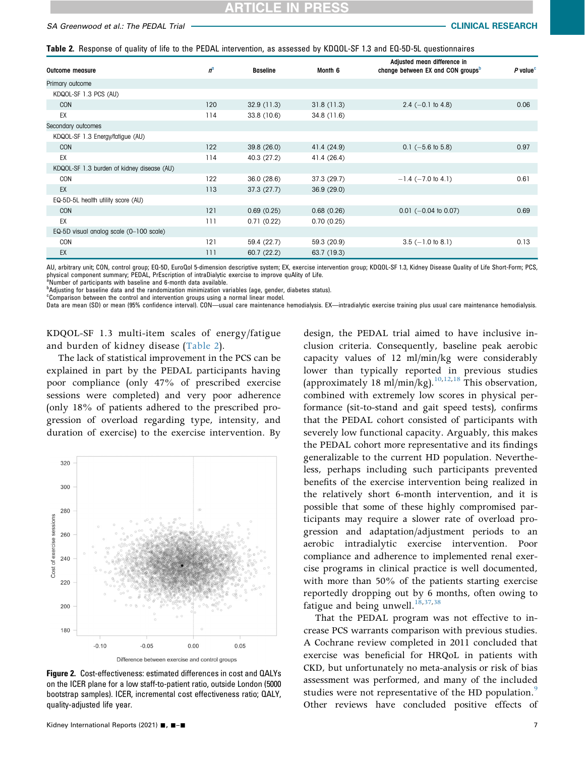**Table 2.** Response of quality of life to the PEDAL intervention, as assessed by KDQOL-SF 1.3 and EQ-5D-5L questionnaires

| Outcome measure | $n^a$ | Baseline | Month 6 | Adjusted mean difference in change between EX and CON groups[b] | P value[c] |
|---|---|---|---|---|---|
| Primary outcome | | | | | |
| KDQOL-SF 1.3 PCS (AU) | | | | | |
| CON | 120 | 32.9 (11.3) | 31.8 (11.3) | 2.4 (−0.1 to 4.8) | 0.06 |
| EX | 114 | 33.8 (10.6) | 34.8 (11.6) | | |
| Secondary outcomes | | | | | |
| KDQOL-SF 1.3 Energy/fatigue (AU) | | | | | |
| CON | 122 | 39.8 (26.0) | 41.4 (24.9) | 0.1 (−5.6 to 5.8) | 0.97 |
| EX | 114 | 40.3 (27.2) | 41.4 (26.4) | | |
| KDQOL-SF 1.3 burden of kidney disease (AU) | | | | | |
| CON | 122 | 36.0 (28.6) | 37.3 (29.7) | −1.4 (−7.0 to 4.1) | 0.61 |
| EX | 113 | 37.3 (27.7) | 36.9 (29.0) | | |
| EQ-5D-5L health utility score (AU) | | | | | |
| CON | 121 | 0.69 (0.25) | 0.68 (0.26) | 0.01 (−0.04 to 0.07) | 0.69 |
| EX | 111 | 0.71 (0.22) | 0.70 (0.25) | | |
| EQ-5D visual analog scale (0–100 scale) | | | | | |
| CON | 121 | 59.4 (22.7) | 59.3 (20.9) | 3.5 (−1.0 to 8.1) | 0.13 |
| EX | 111 | 60.7 (22.2) | 63.7 (19.3) | | |

AU, arbitrary unit; CON, control group; EQ-5D, EuroQol 5-dimension descriptive system; EX, exercise intervention group; KDQOL-SF 1.3, Kidney Disease Quality of Life Short-Form; PCS, physical component summary; PEDAL, PrEscription of intraDialytic exercise to improve quAlity of Life.
[a]Number of participants with baseline and 6-month data available.
[b]Adjusting for baseline data and the randomization minimization variables (age, gender, diabetes status).
[c]Comparison between the control and intervention groups using a normal linear model.
Data are mean (SD) or mean (95% confidence interval). CON—usual care maintenance hemodialysis. EX—intradialytic exercise training plus usual care maintenance hemodialysis.

KDQOL-SF 1.3 multi-item scales of energy/fatigue and burden of kidney disease (Table 2).

The lack of statistical improvement in the PCS can be explained in part by the PEDAL participants having poor compliance (only 47% of prescribed exercise sessions were completed) and very poor adherence (only 18% of patients adhered to the prescribed progression of overload regarding type, intensity, and duration of exercise) to the exercise intervention. By design, the PEDAL trial aimed to have inclusive inclusion criteria. Consequently, baseline peak aerobic capacity values of 12 ml/min/kg were considerably lower than typically reported in previous studies (approximately 18 ml/min/kg).[10,12,18] This observation, combined with extremely low scores in physical performance (sit-to-stand and gait speed tests), confirms that the PEDAL cohort consisted of participants with severely low functional capacity. Arguably, this makes the PEDAL cohort more representative and its findings generalizable to the current HD population. Nevertheless, perhaps including such participants prevented benefits of the exercise intervention being realized in the relatively short 6-month intervention, and it is possible that some of these highly compromised participants may require a slower rate of overload progression and adaptation/adjustment periods to an aerobic intradialytic exercise intervention. Poor compliance and adherence to implemented renal exercise programs in clinical practice is well documented, with more than 50% of the patients starting exercise reportedly dropping out by 6 months, often owing to fatigue and being unwell.[18,37,38]

**Figure 2.** Cost-effectiveness: estimated differences in cost and QALYs on the ICER plane for a low staff-to-patient ratio, outside London (5000 bootstrap samples). ICER, incremental cost effectiveness ratio; QALY, quality-adjusted life year.

That the PEDAL program was not effective to increase PCS warrants comparison with previous studies. A Cochrane review completed in 2011 concluded that exercise was beneficial for HRQoL in patients with CKD, but unfortunately no meta-analysis or risk of bias assessment was performed, and many of the included studies were not representative of the HD population.[9] Other reviews have concluded positive effects of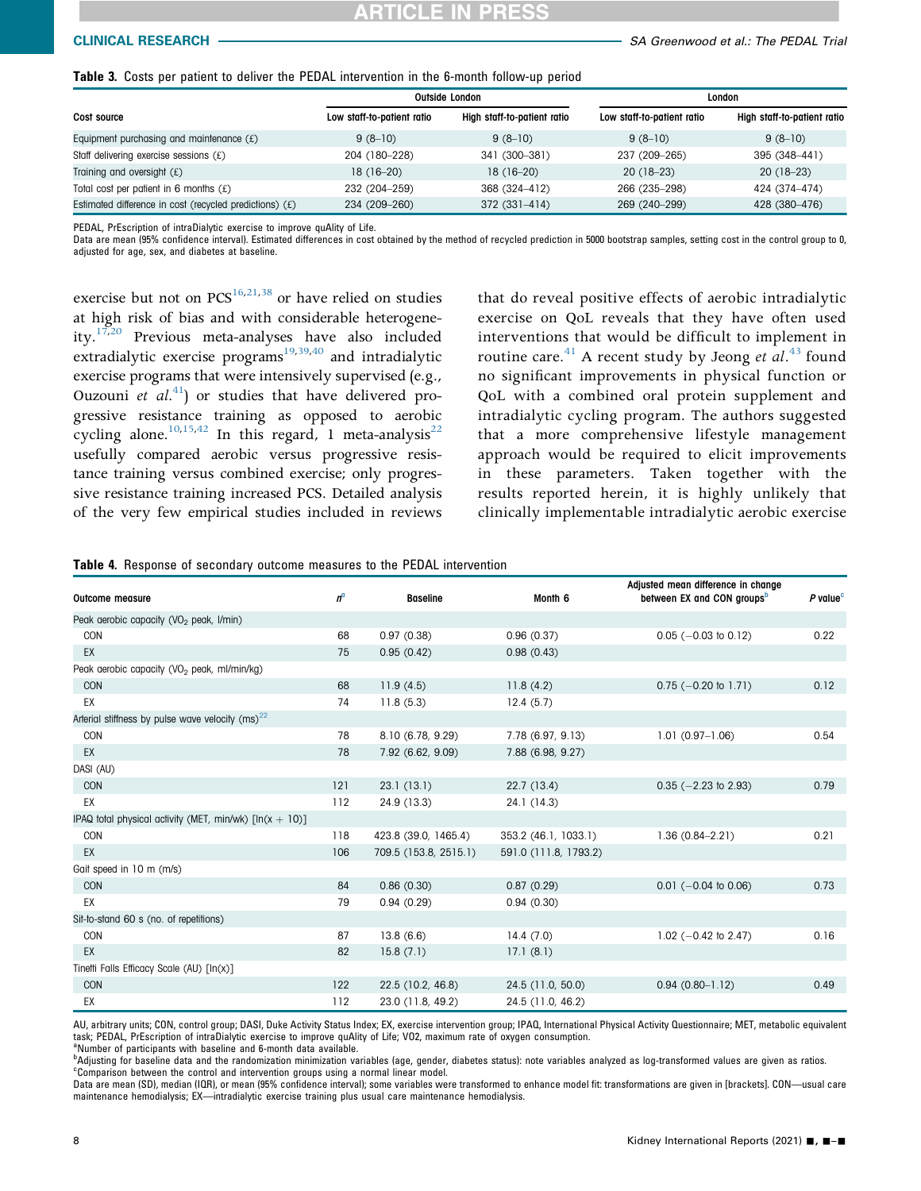**Table 3.** Costs per patient to deliver the PEDAL intervention in the 6-month follow-up period

| Cost source | Outside London | | London | |
|---|---|---|---|---|
| | Low staff-to-patient ratio | High staff-to-patient ratio | Low staff-to-patient ratio | High staff-to-patient ratio |
| Equipment purchasing and maintenance (£) | 9 (8–10) | 9 (8–10) | 9 (8–10) | 9 (8–10) |
| Staff delivering exercise sessions (£) | 204 (180–228) | 341 (300–381) | 237 (209–265) | 395 (348–441) |
| Training and oversight (£) | 18 (16–20) | 18 (16–20) | 20 (18–23) | 20 (18–23) |
| Total cost per patient in 6 months (£) | 232 (204–259) | 368 (324–412) | 266 (235–298) | 424 (374–474) |
| Estimated difference in cost (recycled predictions) (£) | 234 (209–260) | 372 (331–414) | 269 (240–299) | 428 (380–476) |

PEDAL, PrEscription of intraDialytic exercise to improve quAlity of Life.
Data are mean (95% confidence interval). Estimated differences in cost obtained by the method of recycled prediction in 5000 bootstrap samples, setting cost in the control group to 0, adjusted for age, sex, and diabetes at baseline.

exercise but not on PCS[16,21,38] or have relied on studies at high risk of bias and with considerable heterogeneity.[17,20] Previous meta-analyses have also included extradialytic exercise programs[19,39,40] and intradialytic exercise programs that were intensively supervised (e.g., Ouzouni *et al.*[41]) or studies that have delivered progressive resistance training as opposed to aerobic cycling alone.[10,15,42] In this regard, 1 meta-analysis[22] usefully compared aerobic versus progressive resistance training versus combined exercise; only progressive resistance training increased PCS. Detailed analysis of the very few empirical studies included in reviews that do reveal positive effects of aerobic intradialytic exercise on QoL reveals that they have often used interventions that would be difficult to implement in routine care.[41] A recent study by Jeong *et al.*[43] found no significant improvements in physical function or QoL with a combined oral protein supplement and intradialytic cycling program. The authors suggested that a more comprehensive lifestyle management approach would be required to elicit improvements in these parameters. Taken together with the results reported herein, it is highly unlikely that clinically implementable intradialytic aerobic exercise

**Table 4.** Response of secondary outcome measures to the PEDAL intervention

| Outcome measure | $n$[a] | Baseline | Month 6 | Adjusted mean difference in change between EX and CON groups[b] | $P$ value[c] |
|---|---|---|---|---|---|
| Peak aerobic capacity ($VO_2$ peak, l/min) | | | | | |
| CON | 68 | 0.97 (0.38) | 0.96 (0.37) | 0.05 (−0.03 to 0.12) | 0.22 |
| EX | 75 | 0.95 (0.42) | 0.98 (0.43) | | |
| Peak aerobic capacity ($VO_2$ peak, ml/min/kg) | | | | | |
| CON | 68 | 11.9 (4.5) | 11.8 (4.2) | 0.75 (−0.20 to 1.71) | 0.12 |
| EX | 74 | 11.8 (5.3) | 12.4 (5.7) | | |
| Arterial stiffness by pulse wave velocity (ms)[22] | | | | | |
| CON | 78 | 8.10 (6.78, 9.29) | 7.78 (6.97, 9.13) | 1.01 (0.97–1.06) | 0.54 |
| EX | 78 | 7.92 (6.62, 9.09) | 7.88 (6.98, 9.27) | | |
| DASI (AU) | | | | | |
| CON | 121 | 23.1 (13.1) | 22.7 (13.4) | 0.35 (−2.23 to 2.93) | 0.79 |
| EX | 112 | 24.9 (13.3) | 24.1 (14.3) | | |
| IPAQ total physical activity (MET, min/wk) [ln(x + 10)] | | | | | |
| CON | 118 | 423.8 (39.0, 1465.4) | 353.2 (46.1, 1033.1) | 1.36 (0.84–2.21) | 0.21 |
| EX | 106 | 709.5 (153.8, 2515.1) | 591.0 (111.8, 1793.2) | | |
| Gait speed in 10 m (m/s) | | | | | |
| CON | 84 | 0.86 (0.30) | 0.87 (0.29) | 0.01 (−0.04 to 0.06) | 0.73 |
| EX | 79 | 0.94 (0.29) | 0.94 (0.30) | | |
| Sit-to-stand 60 s (no. of repetitions) | | | | | |
| CON | 87 | 13.8 (6.6) | 14.4 (7.0) | 1.02 (−0.42 to 2.47) | 0.16 |
| EX | 82 | 15.8 (7.1) | 17.1 (8.1) | | |
| Tinetti Falls Efficacy Scale (AU) [ln(x)] | | | | | |
| CON | 122 | 22.5 (10.2, 46.8) | 24.5 (11.0, 50.0) | 0.94 (0.80–1.12) | 0.49 |
| EX | 112 | 23.0 (11.8, 49.2) | 24.5 (11.0, 46.2) | | |

AU, arbitrary units; CON, control group; DASI, Duke Activity Status Index; EX, exercise intervention group; IPAQ, International Physical Activity Questionnaire; MET, metabolic equivalent task; PEDAL, PrEscription of intraDialytic exercise to improve quAlity of Life; VO2, maximum rate of oxygen consumption.
[a]Number of participants with baseline and 6-month data available.
[b]Adjusting for baseline data and the randomization minimization variables (age, gender, diabetes status): note variables analyzed as log-transformed values are given as ratios.
[c]Comparison between the control and intervention groups using a normal linear model.
Data are mean (SD), median (IQR), or mean (95% confidence interval); some variables were transformed to enhance model fit: transformations are given in [brackets]. CON—usual care maintenance hemodialysis; EX—intradialytic exercise training plus usual care maintenance hemodialysis.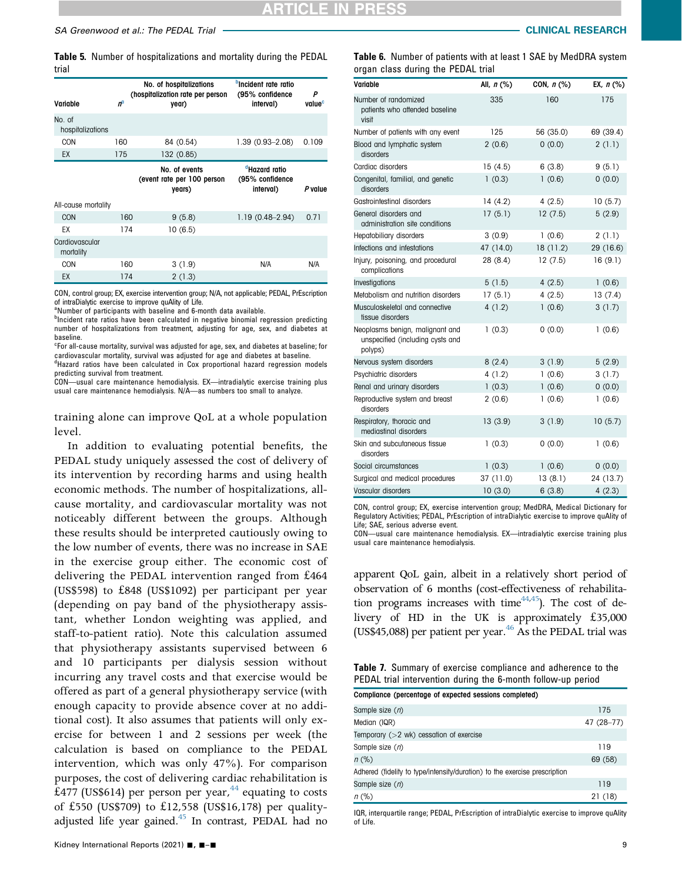**Table 5.** Number of hospitalizations and mortality during the PEDAL trial

| Variable | n[a] | No. of hospitalizations (hospitalization rate per person year) | [b]Incident rate ratio (95% confidence interval) | P value[c] |
|---|---|---|---|---|
| No. of hospitalizations | | | | |
| CON | 160 | 84 (0.54) | 1.39 (0.93–2.08) | 0.109 |
| EX | 175 | 132 (0.85) | | |
| | | No. of events (event rate per 100 person years) | [d]Hazard ratio (95% confidence interval) | P value |
| All-cause mortality | | | | |
| CON | 160 | 9 (5.8) | 1.19 (0.48–2.94) | 0.71 |
| EX | 174 | 10 (6.5) | | |
| Cardiovascular mortality | | | | |
| CON | 160 | 3 (1.9) | N/A | N/A |
| EX | 174 | 2 (1.3) | | |

CON, control group; EX, exercise intervention group; N/A, not applicable; PEDAL, PrEscription of intraDialytic exercise to improve quAlity of Life.
[a]Number of participants with baseline and 6-month data available.
[b]Incident rate ratios have been calculated in negative binomial regression predicting number of hospitalizations from treatment, adjusting for age, sex, and diabetes at baseline.
[c]For all-cause mortality, survival was adjusted for age, sex, and diabetes at baseline; for cardiovascular mortality, survival was adjusted for age and diabetes at baseline.
[d]Hazard ratios have been calculated in Cox proportional hazard regression models predicting survival from treatment.
CON—usual care maintenance hemodialysis. EX—intradialytic exercise training plus usual care maintenance hemodialysis. N/A—as numbers too small to analyze.

training alone can improve QoL at a whole population level.

In addition to evaluating potential benefits, the PEDAL study uniquely assessed the cost of delivery of its intervention by recording harms and using health economic methods. The number of hospitalizations, all-cause mortality, and cardiovascular mortality was not noticeably different between the groups. Although these results should be interpreted cautiously owing to the low number of events, there was no increase in SAE in the exercise group either. The economic cost of delivering the PEDAL intervention ranged from £464 (US\$598) to £848 (US\$1092) per participant per year (depending on pay band of the physiotherapy assistant, whether London weighting was applied, and staff-to-patient ratio). Note this calculation assumed that physiotherapy assistants supervised between 6 and 10 participants per dialysis session without incurring any travel costs and that exercise would be offered as part of a general physiotherapy service (with enough capacity to provide absence cover at no additional cost). It also assumes that patients will only exercise for between 1 and 2 sessions per week (the calculation is based on compliance to the PEDAL intervention, which was only 47%). For comparison purposes, the cost of delivering cardiac rehabilitation is £477 (US\$614) per person per year,[44] equating to costs of £550 (US\$709) to £12,558 (US\$16,178) per quality-adjusted life year gained.[45] In contrast, PEDAL had no apparent QoL gain, albeit in a relatively short period of observation of 6 months (cost-effectiveness of rehabilitation programs increases with time[44,45]). The cost of delivery of HD in the UK is approximately £35,000 (US\$45,088) per patient per year.[46] As the PEDAL trial was

**Table 6.** Number of patients with at least 1 SAE by MedDRA system organ class during the PEDAL trial

| Variable | All, n (%) | CON, n (%) | EX, n (%) |
|---|---|---|---|
| Number of randomized patients who attended baseline visit | 335 | 160 | 175 |
| Number of patients with any event | 125 | 56 (35.0) | 69 (39.4) |
| Blood and lymphatic system disorders | 2 (0.6) | 0 (0.0) | 2 (1.1) |
| Cardiac disorders | 15 (4.5) | 6 (3.8) | 9 (5.1) |
| Congenital, familial, and genetic disorders | 1 (0.3) | 1 (0.6) | 0 (0.0) |
| Gastrointestinal disorders | 14 (4.2) | 4 (2.5) | 10 (5.7) |
| General disorders and administration site conditions | 17 (5.1) | 12 (7.5) | 5 (2.9) |
| Hepatobiliary disorders | 3 (0.9) | 1 (0.6) | 2 (1.1) |
| Infections and infestations | 47 (14.0) | 18 (11.2) | 29 (16.6) |
| Injury, poisoning, and procedural complications | 28 (8.4) | 12 (7.5) | 16 (9.1) |
| Investigations | 5 (1.5) | 4 (2.5) | 1 (0.6) |
| Metabolism and nutrition disorders | 17 (5.1) | 4 (2.5) | 13 (7.4) |
| Musculoskeletal and connective tissue disorders | 4 (1.2) | 1 (0.6) | 3 (1.7) |
| Neoplasms benign, malignant and unspecified (including cysts and polyps) | 1 (0.3) | 0 (0.0) | 1 (0.6) |
| Nervous system disorders | 8 (2.4) | 3 (1.9) | 5 (2.9) |
| Psychiatric disorders | 4 (1.2) | 1 (0.6) | 3 (1.7) |
| Renal and urinary disorders | 1 (0.3) | 1 (0.6) | 0 (0.0) |
| Reproductive system and breast disorders | 2 (0.6) | 1 (0.6) | 1 (0.6) |
| Respiratory, thoracic and mediastinal disorders | 13 (3.9) | 3 (1.9) | 10 (5.7) |
| Skin and subcutaneous tissue disorders | 1 (0.3) | 0 (0.0) | 1 (0.6) |
| Social circumstances | 1 (0.3) | 1 (0.6) | 0 (0.0) |
| Surgical and medical procedures | 37 (11.0) | 13 (8.1) | 24 (13.7) |
| Vascular disorders | 10 (3.0) | 6 (3.8) | 4 (2.3) |

CON, control group; EX, exercise intervention group; MedDRA, Medical Dictionary for Regulatory Activities; PEDAL, PrEscription of intraDialytic exercise to improve quAlity of Life; SAE, serious adverse event.
CON—usual care maintenance hemodialysis. EX—intradialytic exercise training plus usual care maintenance hemodialysis.

**Table 7.** Summary of exercise compliance and adherence to the PEDAL trial intervention during the 6-month follow-up period

| Compliance (percentage of expected sessions completed) | |
|---|---|
| Sample size (n) | 175 |
| Median (IQR) | 47 (28–77) |
| Temporary (>2 wk) cessation of exercise | |
| Sample size (n) | 119 |
| n (%) | 69 (58) |
| Adhered (fidelity to type/intensity/duration) to the exercise prescription | |
| Sample size (n) | 119 |
| n (%) | 21 (18) |

IQR, interquartile range; PEDAL, PrEscription of intraDialytic exercise to improve quAlity of Life.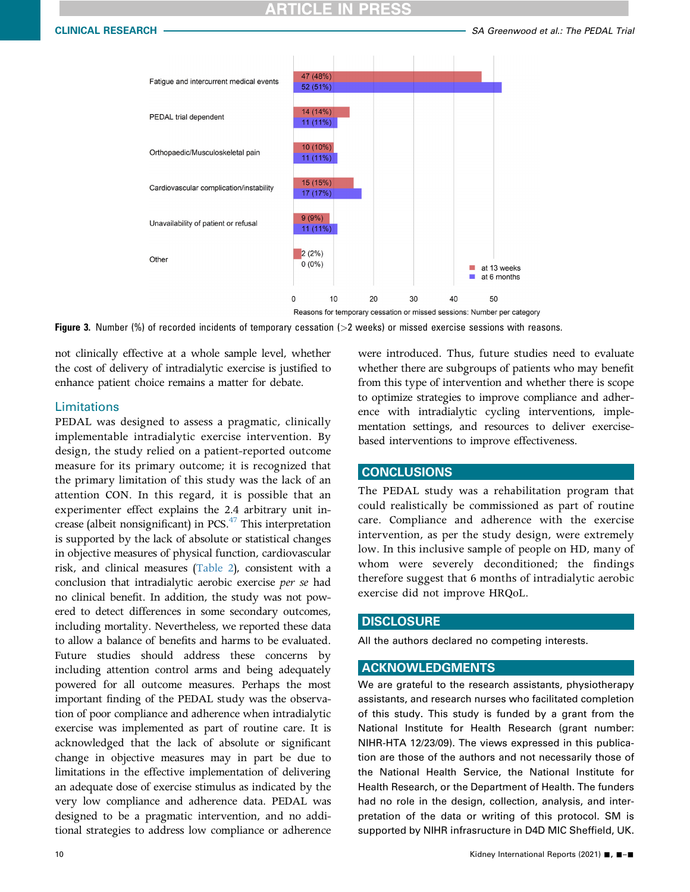Figure 3. Number (%) of recorded incidents of temporary cessation (>2 weeks) or missed exercise sessions with reasons.

| Reasons for temporary cessation or missed sessions | at 13 weeks | at 6 months |
|---|---|---|
| Fatigue and intercurrent medical events | 47 (48%) | 52 (51%) |
| PEDAL trial dependent | 14 (14%) | 11 (11%) |
| Orthopaedic/Musculoskeletal pain | 10 (10%) | 11 (11%) |
| Cardiovascular complication/instability | 15 (15%) | 17 (17%) |
| Unavailability of patient or refusal | 9 (9%) | 11 (11%) |
| Other | 2 (2%) | 0 (0%) |

not clinically effective at a whole sample level, whether the cost of delivery of intradialytic exercise is justified to enhance patient choice remains a matter for debate.

## Limitations

PEDAL was designed to assess a pragmatic, clinically implementable intradialytic exercise intervention. By design, the study relied on a patient-reported outcome measure for its primary outcome; it is recognized that the primary limitation of this study was the lack of an attention CON. In this regard, it is possible that an experimenter effect explains the 2.4 arbitrary unit increase (albeit nonsignificant) in PCS.[47] This interpretation is supported by the lack of absolute or statistical changes in objective measures of physical function, cardiovascular risk, and clinical measures (Table 2), consistent with a conclusion that intradialytic aerobic exercise *per se* had no clinical benefit. In addition, the study was not powered to detect differences in some secondary outcomes, including mortality. Nevertheless, we reported these data to allow a balance of benefits and harms to be evaluated. Future studies should address these concerns by including attention control arms and being adequately powered for all outcome measures. Perhaps the most important finding of the PEDAL study was the observation of poor compliance and adherence when intradialytic exercise was implemented as part of routine care. It is acknowledged that the lack of absolute or significant change in objective measures may in part be due to limitations in the effective implementation of delivering an adequate dose of exercise stimulus as indicated by the very low compliance and adherence data. PEDAL was designed to be a pragmatic intervention, and no additional strategies to address low compliance or adherence were introduced. Thus, future studies need to evaluate whether there are subgroups of patients who may benefit from this type of intervention and whether there is scope to optimize strategies to improve compliance and adherence with intradialytic cycling interventions, implementation settings, and resources to deliver exercise-based interventions to improve effectiveness.

## CONCLUSIONS

The PEDAL study was a rehabilitation program that could realistically be commissioned as part of routine care. Compliance and adherence with the exercise intervention, as per the study design, were extremely low. In this inclusive sample of people on HD, many of whom were severely deconditioned; the findings therefore suggest that 6 months of intradialytic aerobic exercise did not improve HRQoL.

## DISCLOSURE

All the authors declared no competing interests.

## ACKNOWLEDGMENTS

We are grateful to the research assistants, physiotherapy assistants, and research nurses who facilitated completion of this study. This study is funded by a grant from the National Institute for Health Research (grant number: NIHR-HTA 12/23/09). The views expressed in this publication are those of the authors and not necessarily those of the National Health Service, the National Institute for Health Research, or the Department of Health. The funders had no role in the design, collection, analysis, and interpretation of the data or writing of this protocol. SM is supported by NIHR infrasructure in D4D MIC Sheffield, UK.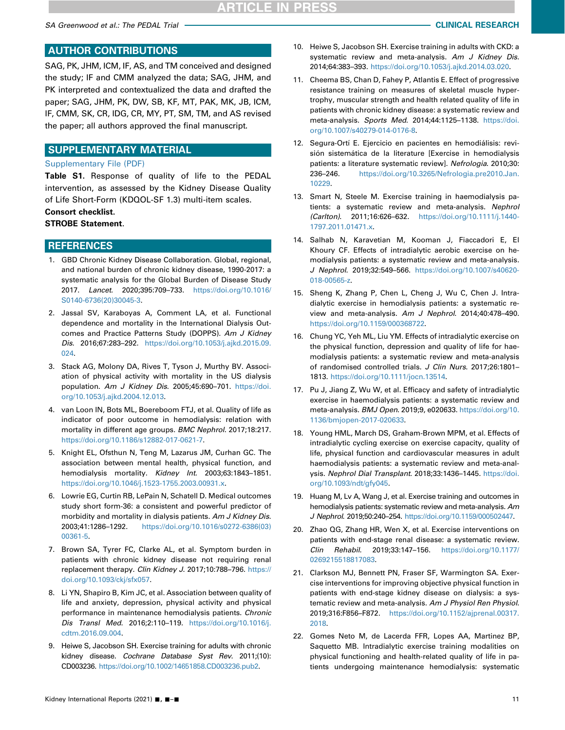## AUTHOR CONTRIBUTIONS

SAG, PK, JHM, ICM, IF, AS, and TM conceived and designed the study; IF and CMM analyzed the data; SAG, JHM, and PK interpreted and contextualized the data and drafted the paper; SAG, JHM, PK, DW, SB, KF, MT, PAK, MK, JB, ICM, IF, CMM, SK, CR, IDG, CR, MY, PT, SM, TM, and AS revised the paper; all authors approved the final manuscript.

## SUPPLEMENTARY MATERIAL

Supplementary File (PDF)

**Table S1.** Response of quality of life to the PEDAL intervention, as assessed by the Kidney Disease Quality of Life Short-Form (KDQOL-SF 1.3) multi-item scales.

**Consort checklist.**

**STROBE Statement.**

## REFERENCES

1. GBD Chronic Kidney Disease Collaboration. Global, regional, and national burden of chronic kidney disease, 1990-2017: a systematic analysis for the Global Burden of Disease Study 2017. *Lancet*. 2020;395:709–733. https://doi.org/10.1016/S0140-6736(20)30045-3.
2. Jassal SV, Karaboyas A, Comment LA, et al. Functional dependence and mortality in the International Dialysis Outcomes and Practice Patterns Study (DOPPS). *Am J Kidney Dis*. 2016;67:283–292. https://doi.org/10.1053/j.ajkd.2015.09.024.
3. Stack AG, Molony DA, Rives T, Tyson J, Murthy BV. Association of physical activity with mortality in the US dialysis population. *Am J Kidney Dis*. 2005;45:690–701. https://doi.org/10.1053/j.ajkd.2004.12.013.
4. van Loon IN, Bots ML, Boereboom FTJ, et al. Quality of life as indicator of poor outcome in hemodialysis: relation with mortality in different age groups. *BMC Nephrol*. 2017;18:217. https://doi.org/10.1186/s12882-017-0621-7.
5. Knight EL, Ofsthun N, Teng M, Lazarus JM, Curhan GC. The association between mental health, physical function, and hemodialysis mortality. *Kidney Int*. 2003;63:1843–1851. https://doi.org/10.1046/j.1523-1755.2003.00931.x.
6. Lowrie EG, Curtin RB, LePain N, Schatell D. Medical outcomes study short form-36: a consistent and powerful predictor of morbidity and mortality in dialysis patients. *Am J Kidney Dis*. 2003;41:1286–1292. https://doi.org/10.1016/s0272-6386(03)00361-5.
7. Brown SA, Tyrer FC, Clarke AL, et al. Symptom burden in patients with chronic kidney disease not requiring renal replacement therapy. *Clin Kidney J*. 2017;10:788–796. https://doi.org/10.1093/ckj/sfx057.
8. Li YN, Shapiro B, Kim JC, et al. Association between quality of life and anxiety, depression, physical activity and physical performance in maintenance hemodialysis patients. *Chronic Dis Transl Med*. 2016;2:110–119. https://doi.org/10.1016/j.cdtm.2016.09.004.
9. Heiwe S, Jacobson SH. Exercise training for adults with chronic kidney disease. *Cochrane Database Syst Rev*. 2011;(10):CD003236. https://doi.org/10.1002/14651858.CD003236.pub2.
10. Heiwe S, Jacobson SH. Exercise training in adults with CKD: a systematic review and meta-analysis. *Am J Kidney Dis*. 2014;64:383–393. https://doi.org/10.1053/j.ajkd.2014.03.020.
11. Cheema BS, Chan D, Fahey P, Atlantis E. Effect of progressive resistance training on measures of skeletal muscle hypertrophy, muscular strength and health related quality of life in patients with chronic kidney disease: a systematic review and meta-analysis. *Sports Med*. 2014;44:1125–1138. https://doi.org/10.1007/s40279-014-0176-8.
12. Segura-Ortí E. Ejercicio en pacientes en hemodiálisis: revisión sistemática de la literature [Exercise in hemodialysis patients: a literature systematic review]. *Nefrologia*. 2010;30:236–246. https://doi.org/10.3265/Nefrologia.pre2010.Jan.10229.
13. Smart N, Steele M. Exercise training in haemodialysis patients: a systematic review and meta-analysis. *Nephrol (Carlton)*. 2011;16:626–632. https://doi.org/10.1111/j.1440-1797.2011.01471.x.
14. Salhab N, Karavetian M, Kooman J, Fiaccadori E, El Khoury CF. Effects of intradialytic aerobic exercise on hemodialysis patients: a systematic review and meta-analysis. *J Nephrol*. 2019;32:549–566. https://doi.org/10.1007/s40620-018-00565-z.
15. Sheng K, Zhang P, Chen L, Cheng J, Wu C, Chen J. Intradialytic exercise in hemodialysis patients: a systematic review and meta-analysis. *Am J Nephrol*. 2014;40:478–490. https://doi.org/10.1159/000368722.
16. Chung YC, Yeh ML, Liu YM. Effects of intradialytic exercise on the physical function, depression and quality of life for haemodialysis patients: a systematic review and meta-analysis of randomised controlled trials. *J Clin Nurs*. 2017;26:1801–1813. https://doi.org/10.1111/jocn.13514.
17. Pu J, Jiang Z, Wu W, et al. Efficacy and safety of intradialytic exercise in haemodialysis patients: a systematic review and meta-analysis. *BMJ Open*. 2019;9, e020633. https://doi.org/10.1136/bmjopen-2017-020633.
18. Young HML, March DS, Graham-Brown MPM, et al. Effects of intradialytic cycling exercise on exercise capacity, quality of life, physical function and cardiovascular measures in adult haemodialysis patients: a systematic review and meta-analysis. *Nephrol Dial Transplant*. 2018;33:1436–1445. https://doi.org/10.1093/ndt/gfy045.
19. Huang M, Lv A, Wang J, et al. Exercise training and outcomes in hemodialysis patients: systematic review and meta-analysis. *Am J Nephrol*. 2019;50:240–254. https://doi.org/10.1159/000502447.
20. Zhao QG, Zhang HR, Wen X, et al. Exercise interventions on patients with end-stage renal disease: a systematic review. *Clin Rehabil*. 2019;33:147–156. https://doi.org/10.1177/0269215518817083.
21. Clarkson MJ, Bennett PN, Fraser SF, Warmington SA. Exercise interventions for improving objective physical function in patients with end-stage kidney disease on dialysis: a systematic review and meta-analysis. *Am J Physiol Ren Physiol*. 2019;316:F856–F872. https://doi.org/10.1152/ajprenal.00317.2018.
22. Gomes Neto M, de Lacerda FFR, Lopes AA, Martinez BP, Saquetto MB. Intradialytic exercise training modalities on physical functioning and health-related quality of life in patients undergoing maintenance hemodialysis: systematic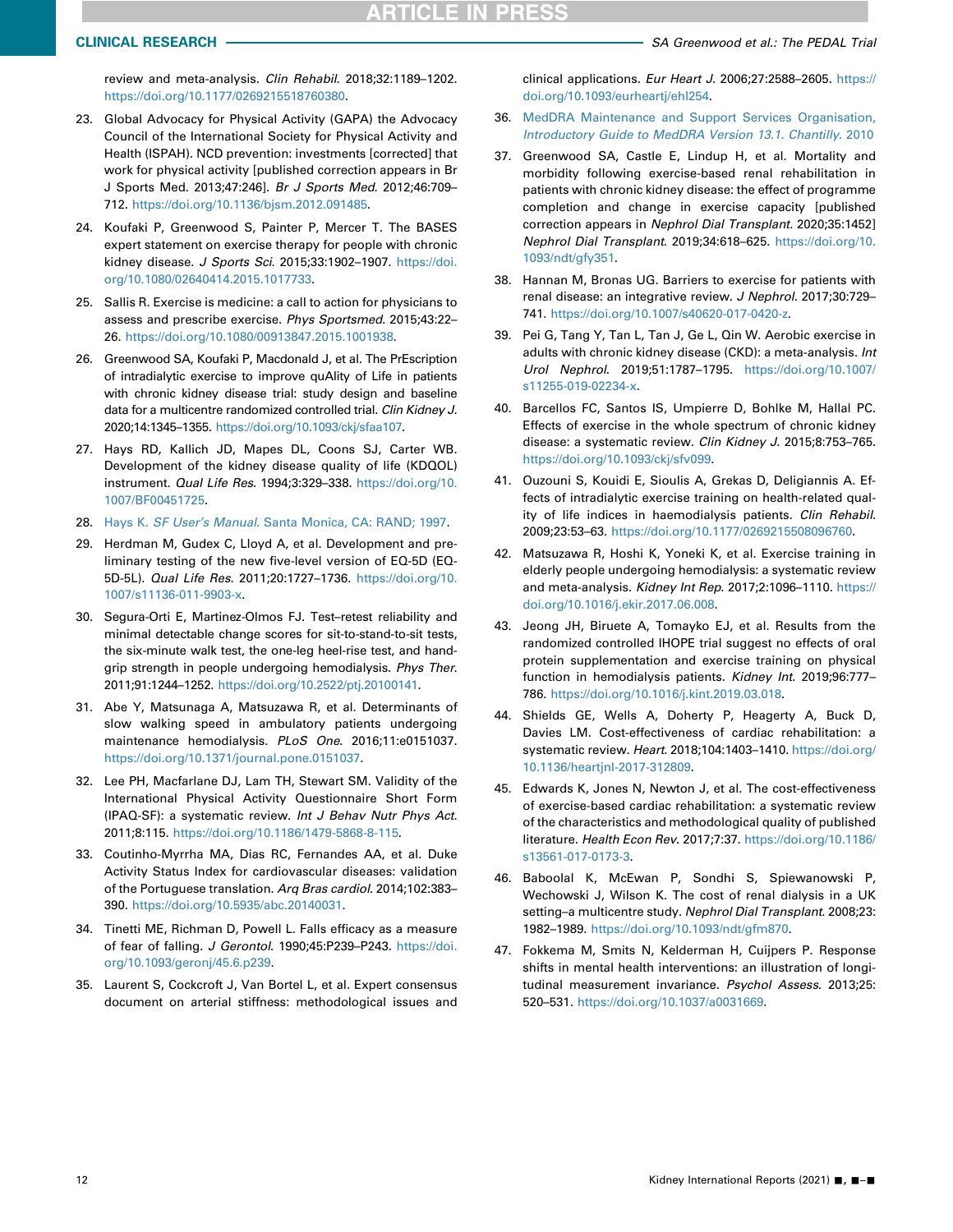review and meta-analysis. *Clin Rehabil*. 2018;32:1189–1202. https://doi.org/10.1177/0269215518760380.

23. Global Advocacy for Physical Activity (GAPA) the Advocacy Council of the International Society for Physical Activity and Health (ISPAH). NCD prevention: investments [corrected] that work for physical activity [published correction appears in Br J Sports Med. 2013;47:246]. *Br J Sports Med*. 2012;46:709–712. https://doi.org/10.1136/bjsm.2012.091485.
24. Koufaki P, Greenwood S, Painter P, Mercer T. The BASES expert statement on exercise therapy for people with chronic kidney disease. *J Sports Sci*. 2015;33:1902–1907. https://doi.org/10.1080/02640414.2015.1017733.
25. Sallis R. Exercise is medicine: a call to action for physicians to assess and prescribe exercise. *Phys Sportsmed*. 2015;43:22–26. https://doi.org/10.1080/00913847.2015.1001938.
26. Greenwood SA, Koufaki P, Macdonald J, et al. The PrEscription of intradialytic exercise to improve quAlity of Life in patients with chronic kidney disease trial: study design and baseline data for a multicentre randomized controlled trial. *Clin Kidney J*. 2020;14:1345–1355. https://doi.org/10.1093/ckj/sfaa107.
27. Hays RD, Kallich JD, Mapes DL, Coons SJ, Carter WB. Development of the kidney disease quality of life (KDQOL) instrument. *Qual Life Res*. 1994;3:329–338. https://doi.org/10.1007/BF00451725.
28. Hays K. *SF User's Manual*. Santa Monica, CA: RAND; 1997.
29. Herdman M, Gudex C, Lloyd A, et al. Development and preliminary testing of the new five-level version of EQ-5D (EQ-5D-5L). *Qual Life Res*. 2011;20:1727–1736. https://doi.org/10.1007/s11136-011-9903-x.
30. Segura-Orti E, Martinez-Olmos FJ. Test–retest reliability and minimal detectable change scores for sit-to-stand-to-sit tests, the six-minute walk test, the one-leg heel-rise test, and handgrip strength in people undergoing hemodialysis. *Phys Ther*. 2011;91:1244–1252. https://doi.org/10.2522/ptj.20100141.
31. Abe Y, Matsunaga A, Matsuzawa R, et al. Determinants of slow walking speed in ambulatory patients undergoing maintenance hemodialysis. *PLoS One*. 2016;11:e0151037. https://doi.org/10.1371/journal.pone.0151037.
32. Lee PH, Macfarlane DJ, Lam TH, Stewart SM. Validity of the International Physical Activity Questionnaire Short Form (IPAQ-SF): a systematic review. *Int J Behav Nutr Phys Act*. 2011;8:115. https://doi.org/10.1186/1479-5868-8-115.
33. Coutinho-Myrrha MA, Dias RC, Fernandes AA, et al. Duke Activity Status Index for cardiovascular diseases: validation of the Portuguese translation. *Arq Bras cardiol*. 2014;102:383–390. https://doi.org/10.5935/abc.20140031.
34. Tinetti ME, Richman D, Powell L. Falls efficacy as a measure of fear of falling. *J Gerontol*. 1990;45:P239–P243. https://doi.org/10.1093/geronj/45.6.p239.
35. Laurent S, Cockcroft J, Van Bortel L, et al. Expert consensus document on arterial stiffness: methodological issues and clinical applications. *Eur Heart J*. 2006;27:2588–2605. https://doi.org/10.1093/eurheartj/ehl254.
36. MedDRA Maintenance and Support Services Organisation, *Introductory Guide to MedDRA Version 13.1. Chantilly*. 2010
37. Greenwood SA, Castle E, Lindup H, et al. Mortality and morbidity following exercise-based renal rehabilitation in patients with chronic kidney disease: the effect of programme completion and change in exercise capacity [published correction appears in *Nephrol Dial Transplant*. 2020;35:1452] *Nephrol Dial Transplant*. 2019;34:618–625. https://doi.org/10.1093/ndt/gfy351.
38. Hannan M, Bronas UG. Barriers to exercise for patients with renal disease: an integrative review. *J Nephrol*. 2017;30:729–741. https://doi.org/10.1007/s40620-017-0420-z.
39. Pei G, Tang Y, Tan L, Tan J, Ge L, Qin W. Aerobic exercise in adults with chronic kidney disease (CKD): a meta-analysis. *Int Urol Nephrol*. 2019;51:1787–1795. https://doi.org/10.1007/s11255-019-02234-x.
40. Barcellos FC, Santos IS, Umpierre D, Bohlke M, Hallal PC. Effects of exercise in the whole spectrum of chronic kidney disease: a systematic review. *Clin Kidney J*. 2015;8:753–765. https://doi.org/10.1093/ckj/sfv099.
41. Ouzouni S, Kouidi E, Sioulis A, Grekas D, Deligiannis A. Effects of intradialytic exercise training on health-related quality of life indices in haemodialysis patients. *Clin Rehabil*. 2009;23:53–63. https://doi.org/10.1177/0269215508096760.
42. Matsuzawa R, Hoshi K, Yoneki K, et al. Exercise training in elderly people undergoing hemodialysis: a systematic review and meta-analysis. *Kidney Int Rep*. 2017;2:1096–1110. https://doi.org/10.1016/j.ekir.2017.06.008.
43. Jeong JH, Biruete A, Tomayko EJ, et al. Results from the randomized controlled IHOPE trial suggest no effects of oral protein supplementation and exercise training on physical function in hemodialysis patients. *Kidney Int*. 2019;96:777–786. https://doi.org/10.1016/j.kint.2019.03.018.
44. Shields GE, Wells A, Doherty P, Heagerty A, Buck D, Davies LM. Cost-effectiveness of cardiac rehabilitation: a systematic review. *Heart*. 2018;104:1403–1410. https://doi.org/10.1136/heartjnl-2017-312809.
45. Edwards K, Jones N, Newton J, et al. The cost-effectiveness of exercise-based cardiac rehabilitation: a systematic review of the characteristics and methodological quality of published literature. *Health Econ Rev*. 2017;7:37. https://doi.org/10.1186/s13561-017-0173-3.
46. Baboolal K, McEwan P, Sondhi S, Spiewanowski P, Wechowski J, Wilson K. The cost of renal dialysis in a UK setting–a multicentre study. *Nephrol Dial Transplant*. 2008;23:1982–1989. https://doi.org/10.1093/ndt/gfm870.
47. Fokkema M, Smits N, Kelderman H, Cuijpers P. Response shifts in mental health interventions: an illustration of longitudinal measurement invariance. *Psychol Assess*. 2013;25:520–531. https://doi.org/10.1037/a0031669.